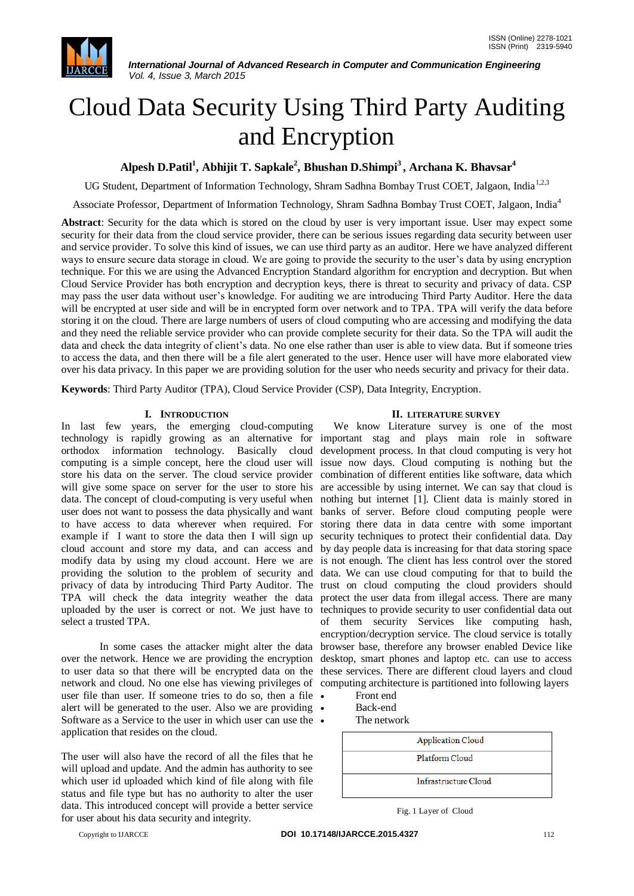# Cloud Data Security Using Third Party Auditing and Encryption

**Alpesh D.Patil[1], Abhijit T. Sapkale[2], Bhushan D.Shimpi[3] , Archana K. Bhavsar[4]**

UG Student, Department of Information Technology, Shram Sadhna Bombay Trust COET, Jalgaon, India[1,2,3]

Associate Professor, Department of Information Technology, Shram Sadhna Bombay Trust COET, Jalgaon, India[4]

**Abstract**: Security for the data which is stored on the cloud by user is very important issue. User may expect some security for their data from the cloud service provider, there can be serious issues regarding data security between user and service provider. To solve this kind of issues, we can use third party as an auditor. Here we have analyzed different ways to ensure secure data storage in cloud. We are going to provide the security to the user's data by using encryption technique. For this we are using the Advanced Encryption Standard algorithm for encryption and decryption. But when Cloud Service Provider has both encryption and decryption keys, there is threat to security and privacy of data. CSP may pass the user data without user's knowledge. For auditing we are introducing Third Party Auditor. Here the data will be encrypted at user side and will be in encrypted form over network and to TPA. TPA will verify the data before storing it on the cloud. There are large numbers of users of cloud computing who are accessing and modifying the data and they need the reliable service provider who can provide complete security for their data. So the TPA will audit the data and check the data integrity of client's data. No one else rather than user is able to view data. But if someone tries to access the data, and then there will be a file alert generated to the user. Hence user will have more elaborated view over his data privacy. In this paper we are providing solution for the user who needs security and privacy for their data.

**Keywords**: Third Party Auditor (TPA), Cloud Service Provider (CSP), Data Integrity, Encryption.

## I. INTRODUCTION

In last few years, the emerging cloud-computing technology is rapidly growing as an alternative for orthodox information technology. Basically cloud computing is a simple concept, here the cloud user will store his data on the server. The cloud service provider will give some space on server for the user to store his data. The concept of cloud-computing is very useful when user does not want to possess the data physically and want to have access to data wherever when required. For example if I want to store the data then I will sign up cloud account and store my data, and can access and modify data by using my cloud account. Here we are providing the solution to the problem of security and privacy of data by introducing Third Party Auditor. The TPA will check the data integrity weather the data uploaded by the user is correct or not. We just have to select a trusted TPA.

In some cases the attacker might alter the data over the network. Hence we are providing the encryption to user data so that there will be encrypted data on the network and cloud. No one else has viewing privileges of user file than user. If someone tries to do so, then a file alert will be generated to the user. Also we are providing Software as a Service to the user in which user can use the application that resides on the cloud.

The user will also have the record of all the files that he will upload and update. And the admin has authority to see which user id uploaded which kind of file along with file status and file type but has no authority to alter the user data. This introduced concept will provide a better service for user about his data security and integrity.

## II. LITERATURE SURVEY

We know Literature survey is one of the most important stag and plays main role in software development process. In that cloud computing is very hot issue now days. Cloud computing is nothing but the combination of different entities like software, data which are accessible by using internet. We can say that cloud is nothing but internet [1]. Client data is mainly stored in banks of server. Before cloud computing people were storing there data in data centre with some important security techniques to protect their confidential data. Day by day people data is increasing for that data storing space is not enough. The client has less control over the stored data. We can use cloud computing for that to build the trust on cloud computing the cloud providers should protect the user data from illegal access. There are many techniques to provide security to user confidential data out of them security Services like computing hash, encryption/decryption service. The cloud service is totally browser base, therefore any browser enabled Device like desktop, smart phones and laptop etc. can use to access these services. There are different cloud layers and cloud computing architecture is partitioned into following layers

- Front end
- Back-end
- The network

| Application Cloud |
|---|
| Platform Cloud |
| Infrastructure Cloud |

Fig. 1 Layer of Cloud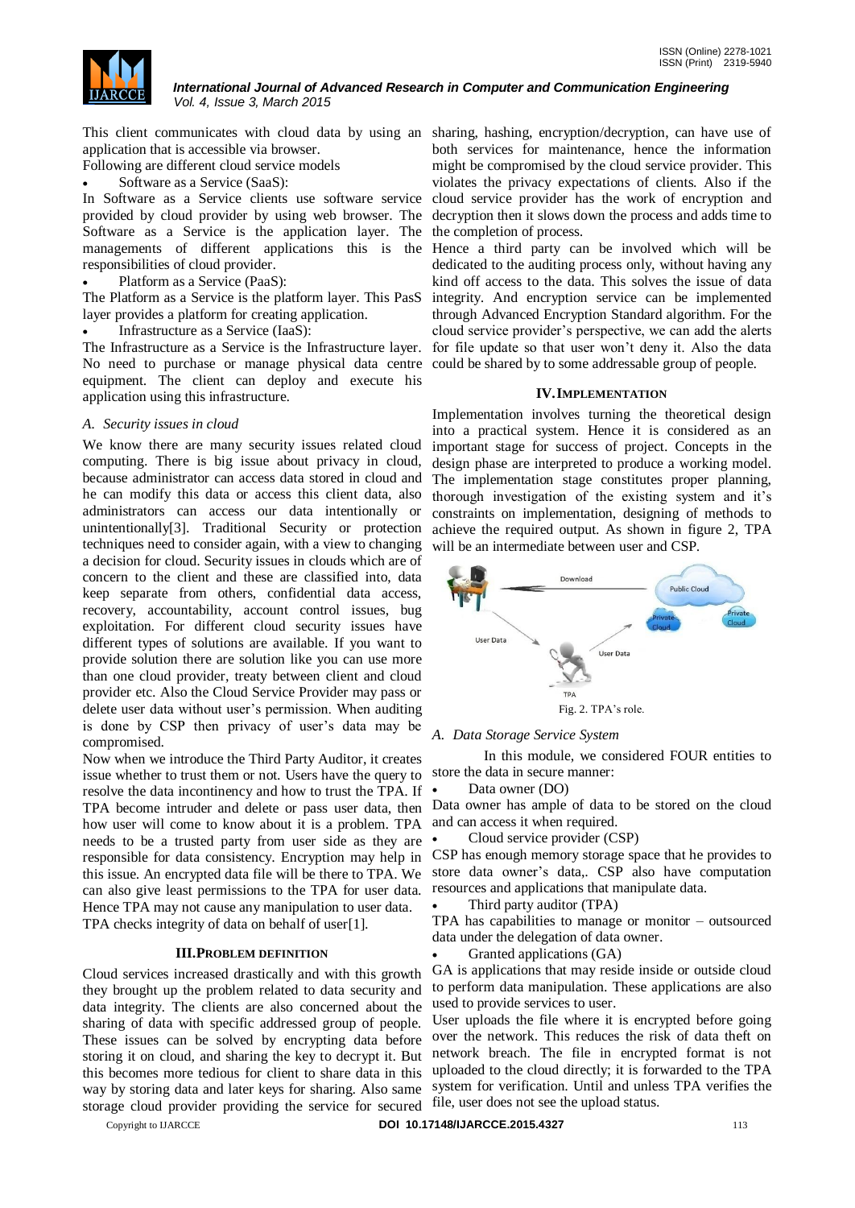This client communicates with cloud data by using an application that is accessible via browser.

Following are different cloud service models

- Software as a Service (SaaS):

In Software as a Service clients use software service provided by cloud provider by using web browser. The Software as a Service is the application layer. The managements of different applications this is the responsibilities of cloud provider.

- Platform as a Service (PaaS):

The Platform as a Service is the platform layer. This PasS layer provides a platform for creating application.

- Infrastructure as a Service (IaaS):

The Infrastructure as a Service is the Infrastructure layer. No need to purchase or manage physical data centre equipment. The client can deploy and execute his application using this infrastructure.

### *A. Security issues in cloud*

We know there are many security issues related cloud computing. There is big issue about privacy in cloud, because administrator can access data stored in cloud and he can modify this data or access this client data, also administrators can access our data intentionally or unintentionally[3]. Traditional Security or protection techniques need to consider again, with a view to changing a decision for cloud. Security issues in clouds which are of concern to the client and these are classified into, data keep separate from others, confidential data access, recovery, accountability, account control issues, bug exploitation. For different cloud security issues have different types of solutions are available. If you want to provide solution there are solution like you can use more than one cloud provider, treaty between client and cloud provider etc. Also the Cloud Service Provider may pass or delete user data without user's permission. When auditing is done by CSP then privacy of user's data may be compromised.

Now when we introduce the Third Party Auditor, it creates issue whether to trust them or not. Users have the query to resolve the data incontinency and how to trust the TPA. If TPA become intruder and delete or pass user data, then how user will come to know about it is a problem. TPA needs to be a trusted party from user side as they are responsible for data consistency. Encryption may help in this issue. An encrypted data file will be there to TPA. We can also give least permissions to the TPA for user data. Hence TPA may not cause any manipulation to user data. TPA checks integrity of data on behalf of user[1].

## III. PROBLEM DEFINITION

Cloud services increased drastically and with this growth they brought up the problem related to data security and data integrity. The clients are also concerned about the sharing of data with specific addressed group of people. These issues can be solved by encrypting data before storing it on cloud, and sharing the key to decrypt it. But this becomes more tedious for client to share data in this way by storing data and later keys for sharing. Also same storage cloud provider providing the service for secured sharing, hashing, encryption/decryption, can have use of both services for maintenance, hence the information might be compromised by the cloud service provider. This violates the privacy expectations of clients. Also if the cloud service provider has the work of encryption and decryption then it slows down the process and adds time to the completion of process.

Hence a third party can be involved which will be dedicated to the auditing process only, without having any kind off access to the data. This solves the issue of data integrity. And encryption service can be implemented through Advanced Encryption Standard algorithm. For the cloud service provider's perspective, we can add the alerts for file update so that user won't deny it. Also the data could be shared by to some addressable group of people.

## IV. IMPLEMENTATION

Implementation involves turning the theoretical design into a practical system. Hence it is considered as an important stage for success of project. Concepts in the design phase are interpreted to produce a working model. The implementation stage constitutes proper planning, thorough investigation of the existing system and it's constraints on implementation, designing of methods to achieve the required output. As shown in figure 2, TPA will be an intermediate between user and CSP.

Fig. 2. TPA's role.

### *A. Data Storage Service System*

In this module, we considered FOUR entities to store the data in secure manner:

- Data owner (DO)

Data owner has ample of data to be stored on the cloud and can access it when required.

- Cloud service provider (CSP)

CSP has enough memory storage space that he provides to store data owner's data,. CSP also have computation resources and applications that manipulate data.

- Third party auditor (TPA)

TPA has capabilities to manage or monitor – outsourced data under the delegation of data owner.

- Granted applications (GA)

GA is applications that may reside inside or outside cloud to perform data manipulation. These applications are also used to provide services to user.

User uploads the file where it is encrypted before going over the network. This reduces the risk of data theft on network breach. The file in encrypted format is not uploaded to the cloud directly; it is forwarded to the TPA system for verification. Until and unless TPA verifies the file, user does not see the upload status.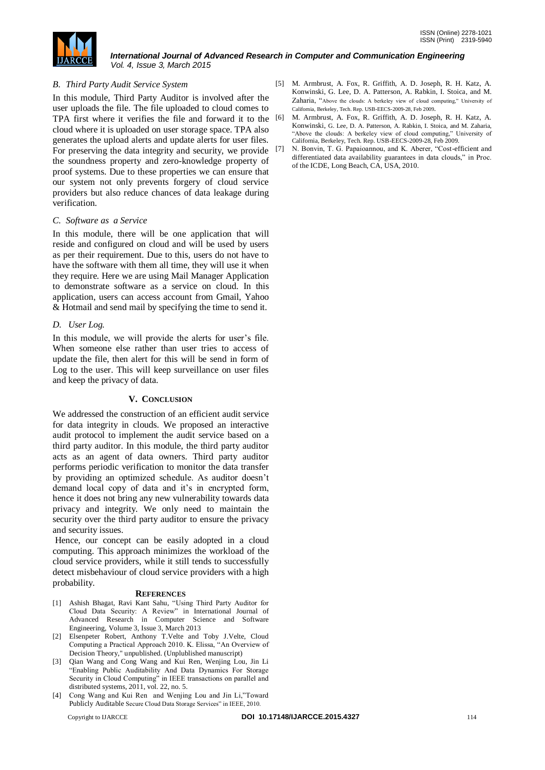### B. Third Party Audit Service System

In this module, Third Party Auditor is involved after the user uploads the file. The file uploaded to cloud comes to TPA first where it verifies the file and forward it to the cloud where it is uploaded on user storage space. TPA also generates the upload alerts and update alerts for user files. For preserving the data integrity and security, we provide the soundness property and zero-knowledge property of proof systems. Due to these properties we can ensure that our system not only prevents forgery of cloud service providers but also reduce chances of data leakage during verification.

### C. Software as a Service

In this module, there will be one application that will reside and configured on cloud and will be used by users as per their requirement. Due to this, users do not have to have the software with them all time, they will use it when they require. Here we are using Mail Manager Application to demonstrate software as a service on cloud. In this application, users can access account from Gmail, Yahoo & Hotmail and send mail by specifying the time to send it.

### D. User Log.

In this module, we will provide the alerts for user's file. When someone else rather than user tries to access of update the file, then alert for this will be send in form of Log to the user. This will keep surveillance on user files and keep the privacy of data.

## V. CONCLUSION

We addressed the construction of an efficient audit service for data integrity in clouds. We proposed an interactive audit protocol to implement the audit service based on a third party auditor. In this module, the third party auditor acts as an agent of data owners. Third party auditor performs periodic verification to monitor the data transfer by providing an optimized schedule. As auditor doesn't demand local copy of data and it's in encrypted form, hence it does not bring any new vulnerability towards data privacy and integrity. We only need to maintain the security over the third party auditor to ensure the privacy and security issues.

Hence, our concept can be easily adopted in a cloud computing. This approach minimizes the workload of the cloud service providers, while it still tends to successfully detect misbehaviour of cloud service providers with a high probability.

## REFERENCES

[1] Ashish Bhagat, Ravi Kant Sahu, "Using Third Party Auditor for Cloud Data Security: A Review" in International Journal of Advanced Research in Computer Science and Software Engineering, Volume 3, Issue 3, March 2013

[2] Elsenpeter Robert, Anthony T.Velte and Toby J.Velte, Cloud Computing a Practical Approach 2010. K. Elissa, "An Overview of Decision Theory," unpublished. (Unplublished manuscript)

[3] Qian Wang and Cong Wang and Kui Ren, Wenjing Lou, Jin Li "Enabling Public Auditability And Data Dynamics For Storage Security in Cloud Computing" in IEEE transactions on parallel and distributed systems, 2011, vol. 22, no. 5.

[4] Cong Wang and Kui Ren and Wenjing Lou and Jin Li,"Toward Publicly Auditable Secure Cloud Data Storage Services" in IEEE, 2010.

[5] M. Armbrust, A. Fox, R. Griffith, A. D. Joseph, R. H. Katz, A. Konwinski, G. Lee, D. A. Patterson, A. Rabkin, I. Stoica, and M. Zaharia, "Above the clouds: A berkeley view of cloud computing," University of California, Berkeley, Tech. Rep. USB-EECS-2009-28, Feb 2009.

[6] M. Armbrust, A. Fox, R. Griffith, A. D. Joseph, R. H. Katz, A. Konwinski, G. Lee, D. A. Patterson, A. Rabkin, I. Stoica, and M. Zaharia, "Above the clouds: A berkeley view of cloud computing," University of California, Berkeley, Tech. Rep. USB-EECS-2009-28, Feb 2009.

[7] N. Bonvin, T. G. Papaioannou, and K. Aberer, "Cost-efficient and differentiated data availability guarantees in data clouds," in Proc. of the ICDE, Long Beach, CA, USA, 2010.